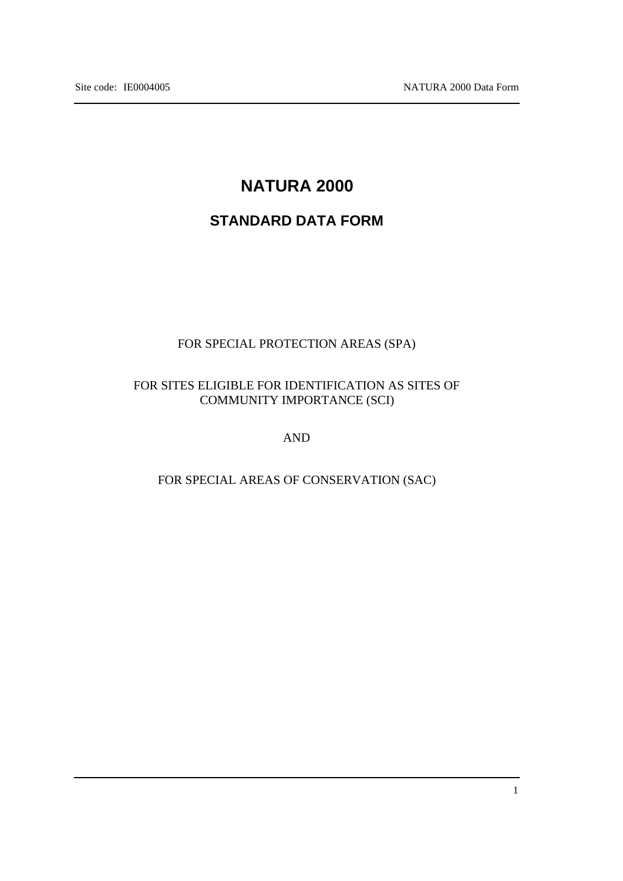# NATURA 2000

## STANDARD DATA FORM

FOR SPECIAL PROTECTION AREAS (SPA)

FOR SITES ELIGIBLE FOR IDENTIFICATION AS SITES OF COMMUNITY IMPORTANCE (SCI)

AND

FOR SPECIAL AREAS OF CONSERVATION (SAC)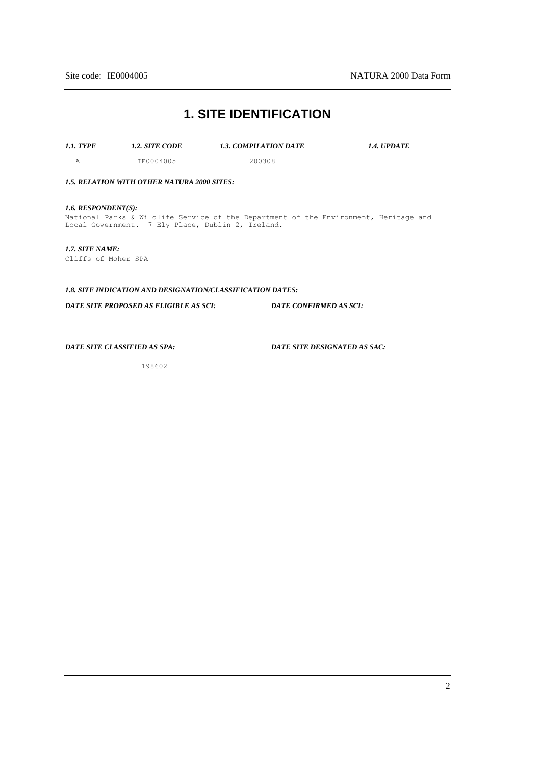# 1. SITE IDENTIFICATION

| *1.1. TYPE* | *1.2. SITE CODE* | *1.3. COMPILATION DATE* | *1.4. UPDATE* |
| --- | --- | --- | --- |
| A | IE0004005 | 200308 | |

***1.5. RELATION WITH OTHER NATURA 2000 SITES:***

***1.6. RESPONDENT(S):***

National Parks & Wildlife Service of the Department of the Environment, Heritage and Local Government. 7 Ely Place, Dublin 2, Ireland.

***1.7. SITE NAME:***

Cliffs of Moher SPA

***1.8. SITE INDICATION AND DESIGNATION/CLASSIFICATION DATES:***

| *DATE SITE PROPOSED AS ELIGIBLE AS SCI:* | *DATE CONFIRMED AS SCI:* |
| --- | --- |
| | |

| *DATE SITE CLASSIFIED AS SPA:* | *DATE SITE DESIGNATED AS SAC:* |
| --- | --- |
| 198602 | |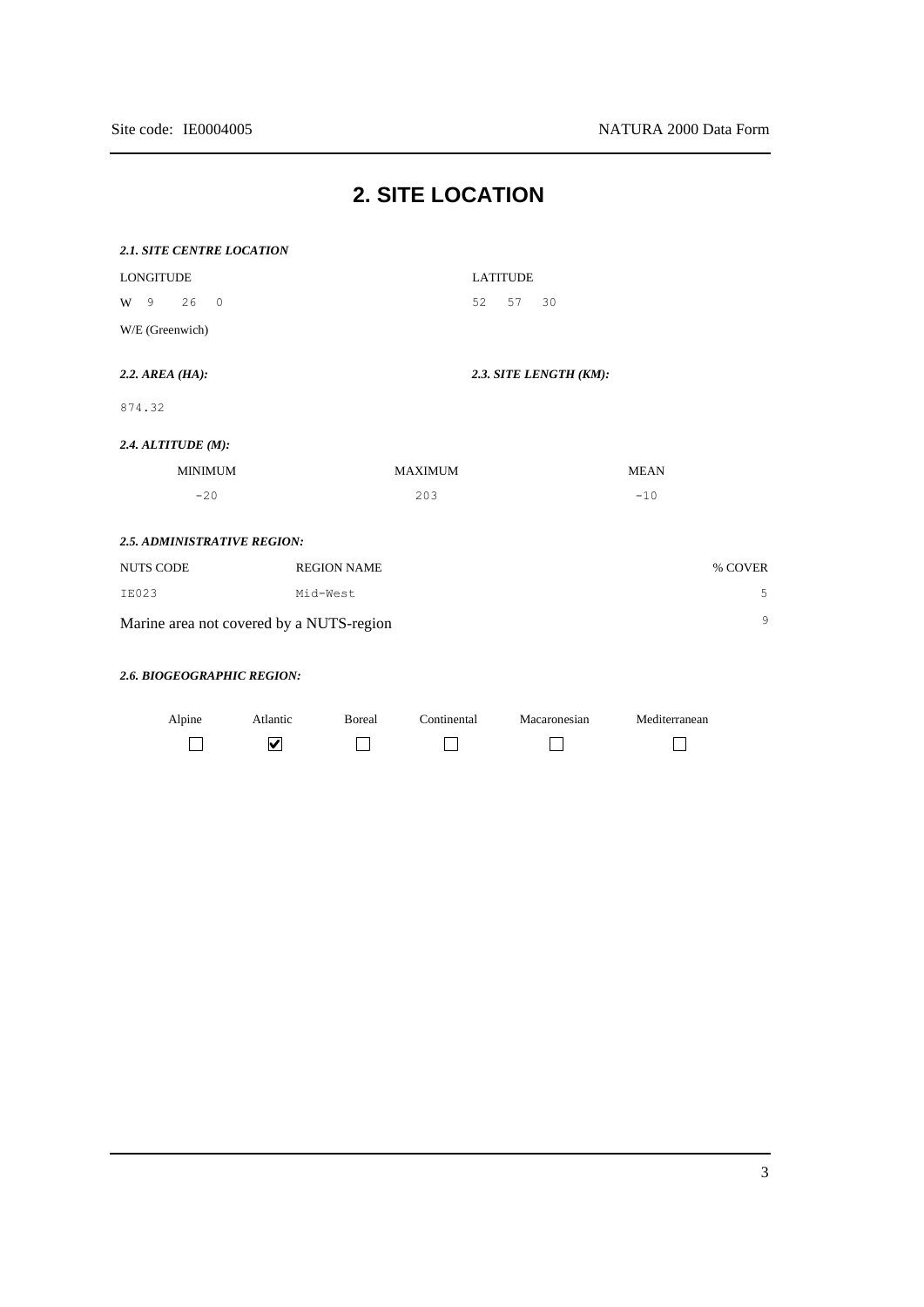# 2. SITE LOCATION

### *2.1. SITE CENTRE LOCATION*

| LONGITUDE | LATITUDE |
|---|---|
| W 9 26 0 | 52 57 30 |
| W/E (Greenwich) | |

| *2.2. AREA (HA):* | *2.3. SITE LENGTH (KM):* |
|---|---|
| 874.32 | |

### *2.4. ALTITUDE (M):*

| MINIMUM | MAXIMUM | MEAN |
|---|---|---|
| -20 | 203 | -10 |

### *2.5. ADMINISTRATIVE REGION:*

| NUTS CODE | REGION NAME | % COVER |
|---|---|---|
| IE023 | Mid-West | 5 |
| Marine area not covered by a NUTS-region | | 9 |

### *2.6. BIOGEOGRAPHIC REGION:*

| Alpine | Atlantic | Boreal | Continental | Macaronesian | Mediterranean |
|---|---|---|---|---|---|
| ☐ | ☑ | ☐ | ☐ | ☐ | ☐ |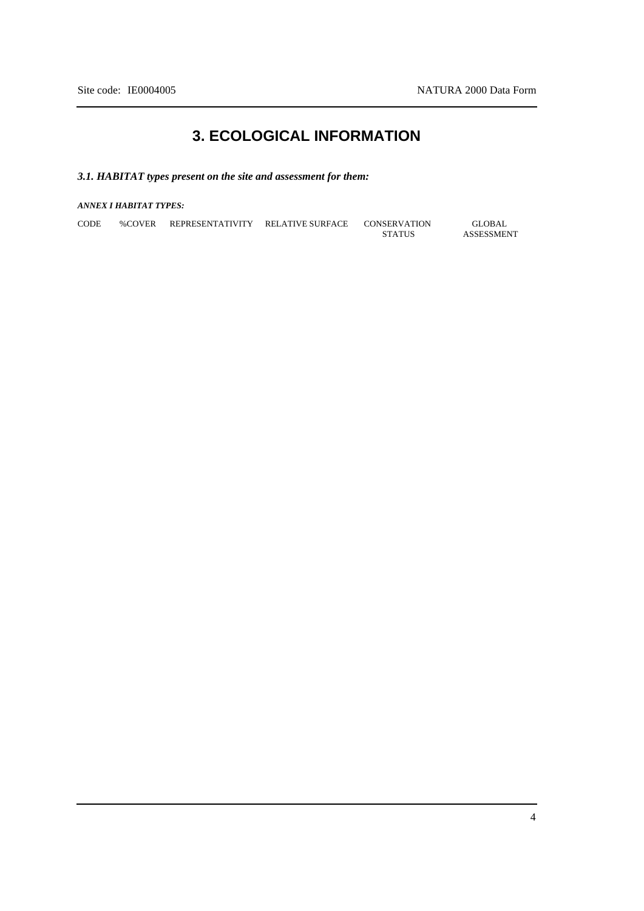# 3. ECOLOGICAL INFORMATION

***3.1. HABITAT types present on the site and assessment for them:***

***ANNEX I HABITAT TYPES:***

| CODE | %COVER | REPRESENTATIVITY | RELATIVE SURFACE | CONSERVATION STATUS | GLOBAL ASSESSMENT |
|---|---|---|---|---|---|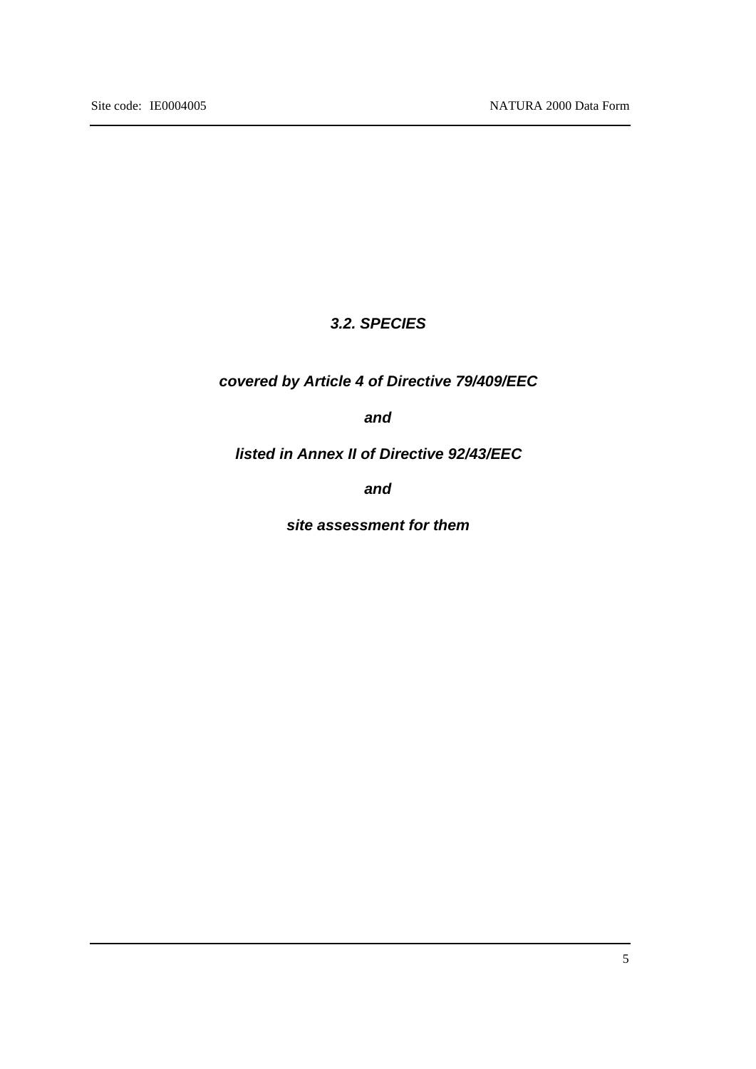## *3.2. SPECIES*

***covered by Article 4 of Directive 79/409/EEC***

***and***

***listed in Annex II of Directive 92/43/EEC***

***and***

***site assessment for them***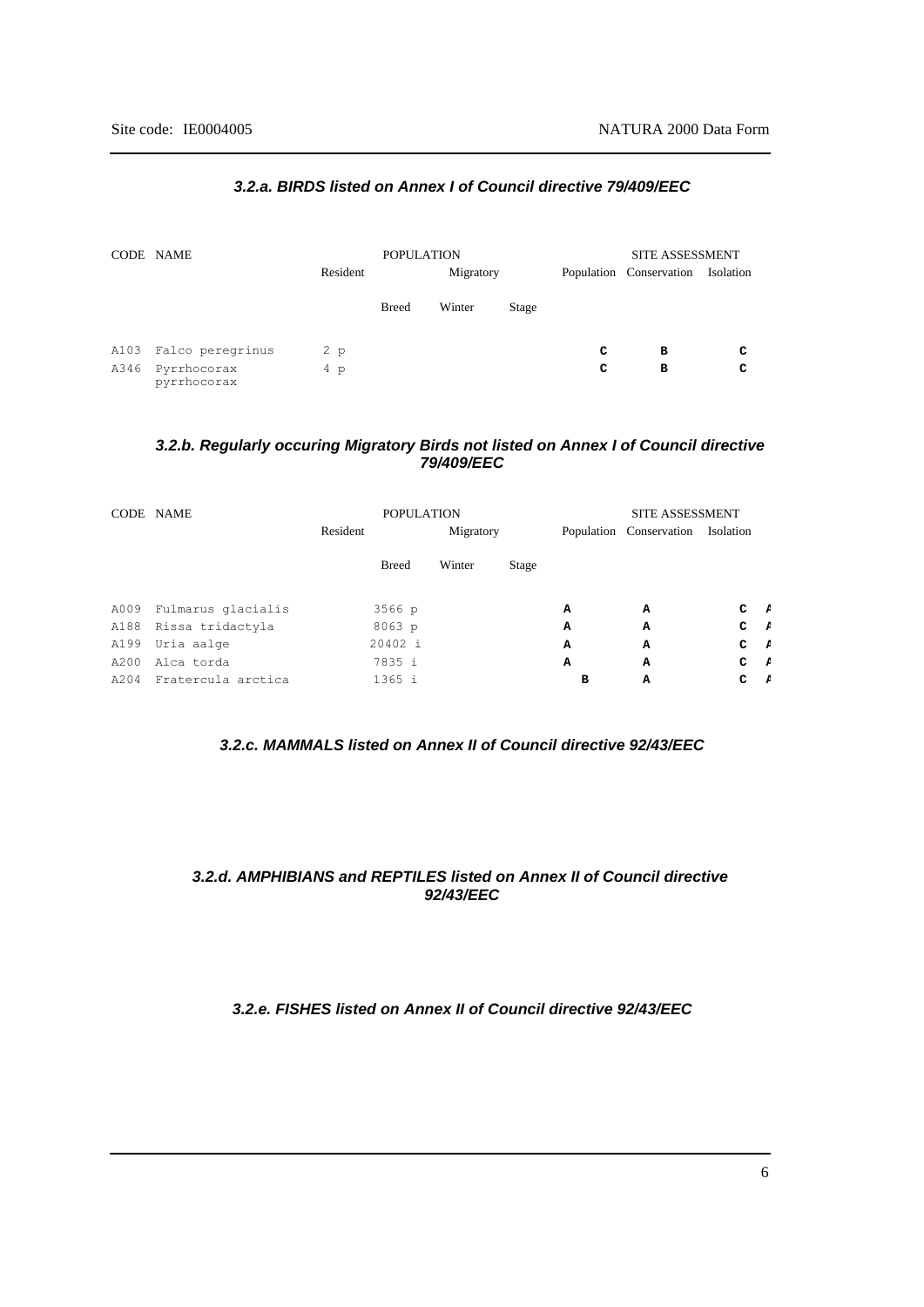### *3.2.a. BIRDS listed on Annex I of Council directive 79/409/EEC*

| CODE | NAME | POPULATION | | | | SITE ASSESSMENT | | |
|---|---|---|---|---|---|---|---|---|
| | | Resident | Migratory | | | Population | Conservation | Isolation |
| | | | Breed | Winter | Stage | | | |
| A103 | Falco peregrinus | 2 p | | | | C | B | C |
| A346 | Pyrrhocorax pyrrhocorax | 4 p | | | | C | B | C |

### *3.2.b. Regularly occuring Migratory Birds not listed on Annex I of Council directive 79/409/EEC*

| CODE | NAME | POPULATION | | | | SITE ASSESSMENT | | |
|---|---|---|---|---|---|---|---|---|
| | | Resident | Migratory | | | Population | Conservation | Isolation |
| | | | Breed | Winter | Stage | | | |
| A009 | Fulmarus glacialis | | 3566 p | | | A | A | C A |
| A188 | Rissa tridactyla | | 8063 p | | | A | A | C A |
| A199 | Uria aalge | | 20402 i | | | A | A | C A |
| A200 | Alca torda | | 7835 i | | | A | A | C A |
| A204 | Fratercula arctica | | 1365 i | | | B | A | C A |

### *3.2.c. MAMMALS listed on Annex II of Council directive 92/43/EEC*

### *3.2.d. AMPHIBIANS and REPTILES listed on Annex II of Council directive 92/43/EEC*

### *3.2.e. FISHES listed on Annex II of Council directive 92/43/EEC*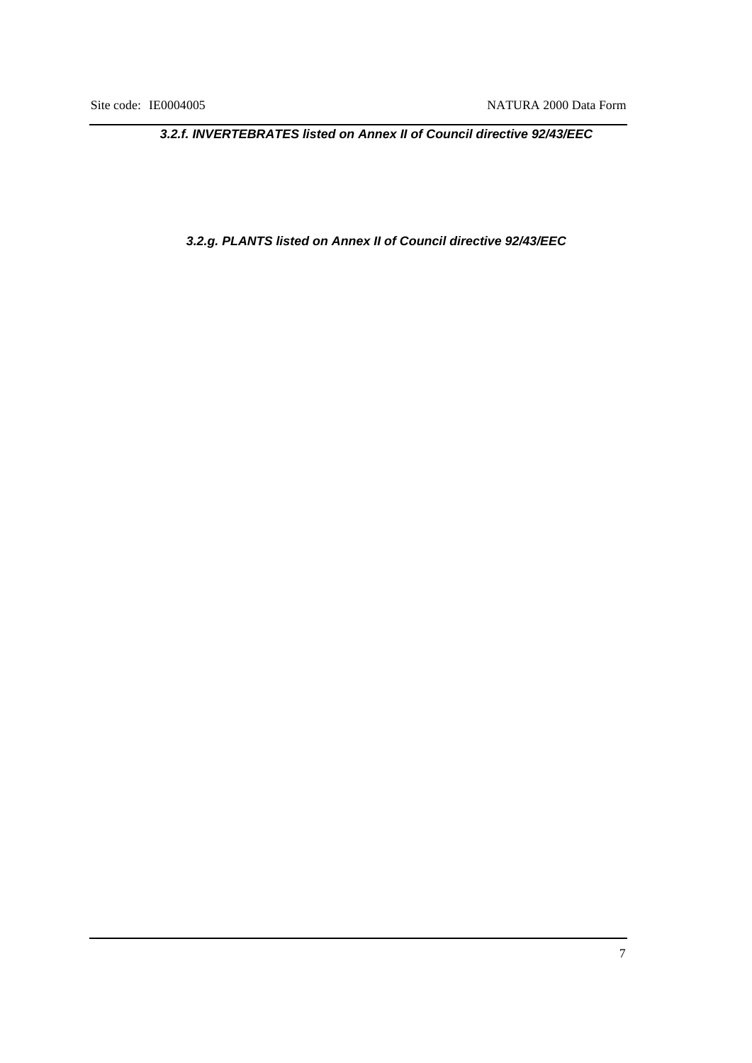### *3.2.f. INVERTEBRATES listed on Annex II of Council directive 92/43/EEC*

### *3.2.g. PLANTS listed on Annex II of Council directive 92/43/EEC*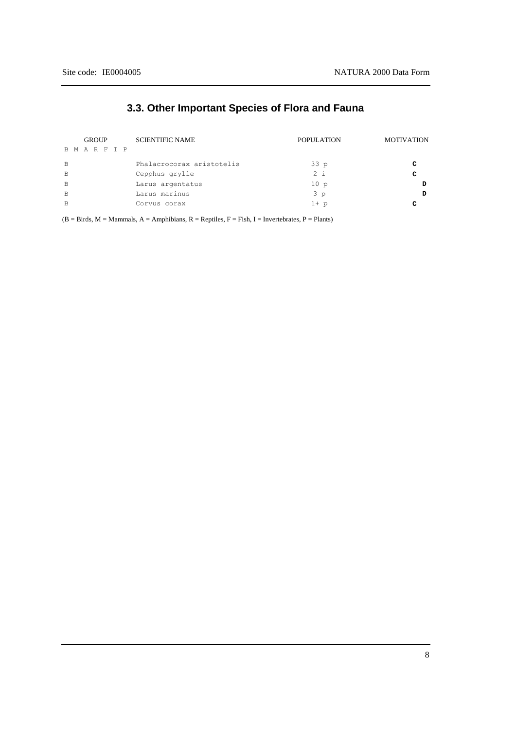## 3.3. Other Important Species of Flora and Fauna

| GROUP B M A R F I P | SCIENTIFIC NAME | POPULATION | MOTIVATION |
|---|---|---|---|
| B | Phalacrocorax aristotelis | 33 p | C |
| B | Cepphus grylle | 2 i | C |
| B | Larus argentatus | 10 p | D |
| B | Larus marinus | 3 p | D |
| B | Corvus corax | 1+ p | C |

(B = Birds, M = Mammals, A = Amphibians, R = Reptiles, F = Fish, I = Invertebrates, P = Plants)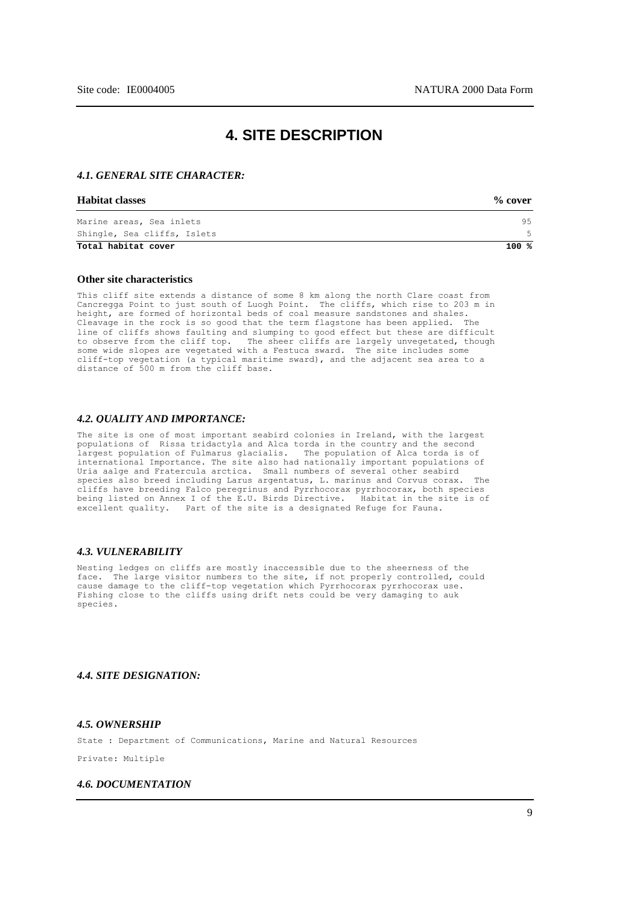# 4. SITE DESCRIPTION

### *4.1. GENERAL SITE CHARACTER:*

| **Habitat classes** | **% cover** |
|---|---|
| Marine areas, Sea inlets | 95 |
| Shingle, Sea cliffs, Islets | 5 |
| **Total habitat cover** | **100 %** |

**Other site characteristics**

This cliff site extends a distance of some 8 km along the north Clare coast from Cancregga Point to just south of Luogh Point. The cliffs, which rise to 203 m in height, are formed of horizontal beds of coal measure sandstones and shales. Cleavage in the rock is so good that the term flagstone has been applied. The line of cliffs shows faulting and slumping to good effect but these are difficult to observe from the cliff top. The sheer cliffs are largely unvegetated, though some wide slopes are vegetated with a Festuca sward. The site includes some cliff-top vegetation (a typical maritime sward), and the adjacent sea area to a distance of 500 m from the cliff base.

### *4.2. QUALITY AND IMPORTANCE:*

The site is one of most important seabird colonies in Ireland, with the largest populations of Rissa tridactyla and Alca torda in the country and the second largest population of Fulmarus glacialis. The population of Alca torda is of international Importance. The site also had nationally important populations of Uria aalge and Fratercula arctica. Small numbers of several other seabird species also breed including Larus argentatus, L. marinus and Corvus corax. The cliffs have breeding Falco peregrinus and Pyrrhocorax pyrrhocorax, both species being listed on Annex I of the E.U. Birds Directive. Habitat in the site is of excellent quality. Part of the site is a designated Refuge for Fauna.

### *4.3. VULNERABILITY*

Nesting ledges on cliffs are mostly inaccessible due to the sheerness of the face. The large visitor numbers to the site, if not properly controlled, could cause damage to the cliff-top vegetation which Pyrrhocorax pyrrhocorax use. Fishing close to the cliffs using drift nets could be very damaging to auk species.

### *4.4. SITE DESIGNATION:*

### *4.5. OWNERSHIP*

State : Department of Communications, Marine and Natural Resources

Private: Multiple

### *4.6. DOCUMENTATION*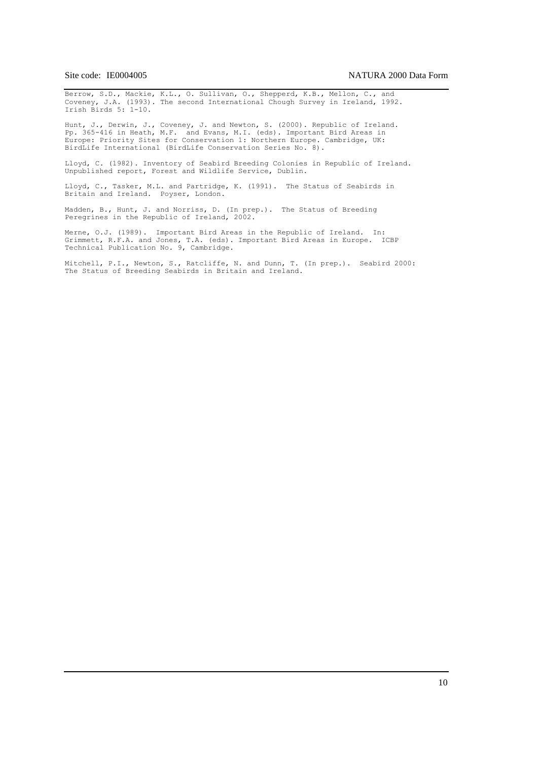Berrow, S.D., Mackie, K.L., O. Sullivan, O., Shepperd, K.B., Mellon, C., and Coveney, J.A. (1993). The second International Chough Survey in Ireland, 1992. Irish Birds 5: 1-10.

Hunt, J., Derwin, J., Coveney, J. and Newton, S. (2000). Republic of Ireland. Pp. 365-416 in Heath, M.F. and Evans, M.I. (eds). Important Bird Areas in Europe: Priority Sites for Conservation 1: Northern Europe. Cambridge, UK: BirdLife International (BirdLife Conservation Series No. 8).

Lloyd, C. (1982). Inventory of Seabird Breeding Colonies in Republic of Ireland. Unpublished report, Forest and Wildlife Service, Dublin.

Lloyd, C., Tasker, M.L. and Partridge, K. (1991). The Status of Seabirds in Britain and Ireland. Poyser, London.

Madden, B., Hunt, J. and Norriss, D. (In prep.). The Status of Breeding Peregrines in the Republic of Ireland, 2002.

Merne, O.J. (1989). Important Bird Areas in the Republic of Ireland. In: Grimmett, R.F.A. and Jones, T.A. (eds). Important Bird Areas in Europe. ICBP Technical Publication No. 9, Cambridge.

Mitchell, P.I., Newton, S., Ratcliffe, N. and Dunn, T. (In prep.). Seabird 2000: The Status of Breeding Seabirds in Britain and Ireland.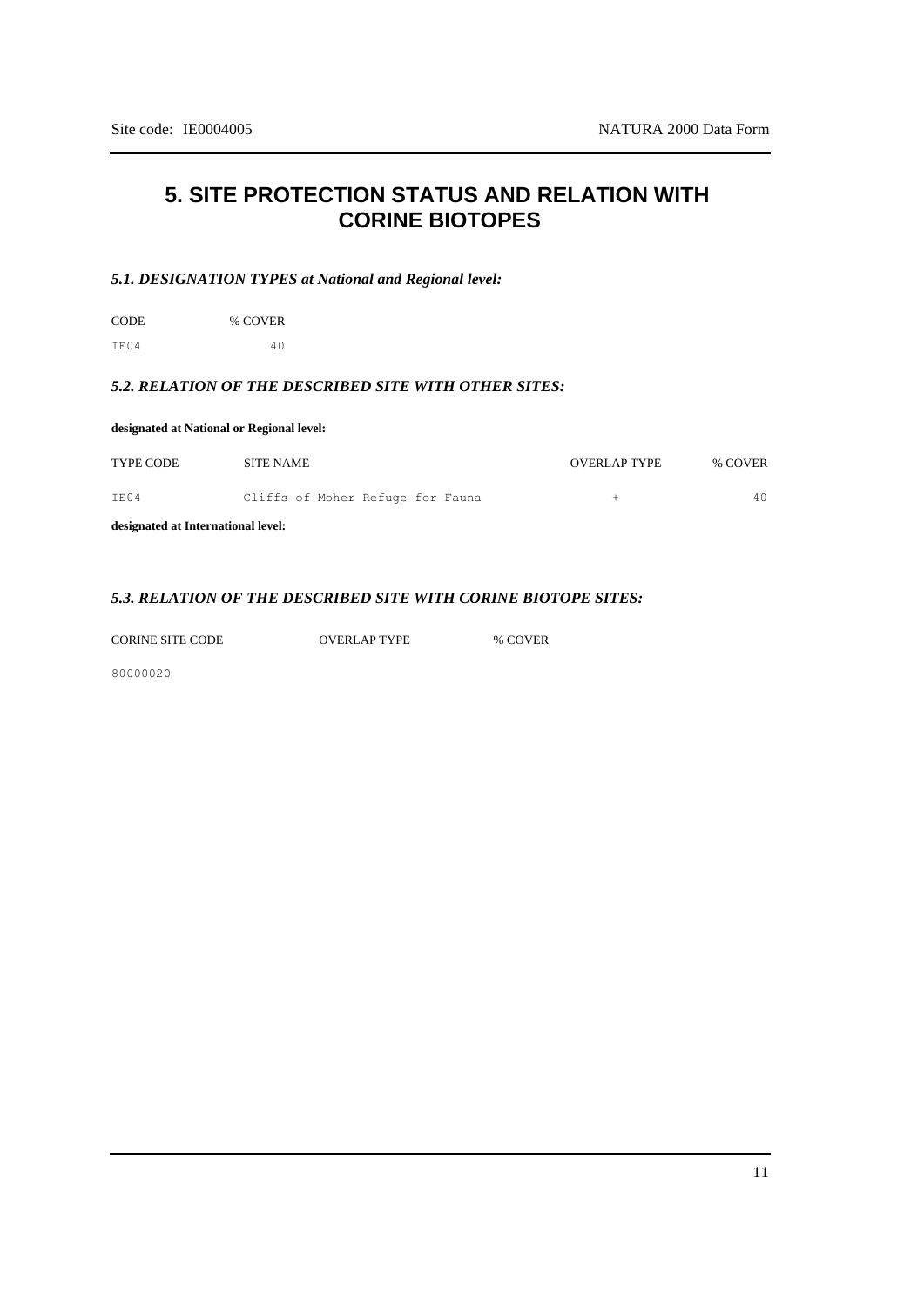# 5. SITE PROTECTION STATUS AND RELATION WITH CORINE BIOTOPES

### *5.1. DESIGNATION TYPES at National and Regional level:*

| CODE | % COVER |
|---|---|
| IE04 | 40 |

### *5.2. RELATION OF THE DESCRIBED SITE WITH OTHER SITES:*

**designated at National or Regional level:**

| TYPE CODE | SITE NAME | OVERLAP TYPE | % COVER |
|---|---|---|---|
| IE04 | Cliffs of Moher Refuge for Fauna | + | 40 |

**designated at International level:**

### *5.3. RELATION OF THE DESCRIBED SITE WITH CORINE BIOTOPE SITES:*

| CORINE SITE CODE | OVERLAP TYPE | % COVER |
|---|---|---|
| 80000020 | | |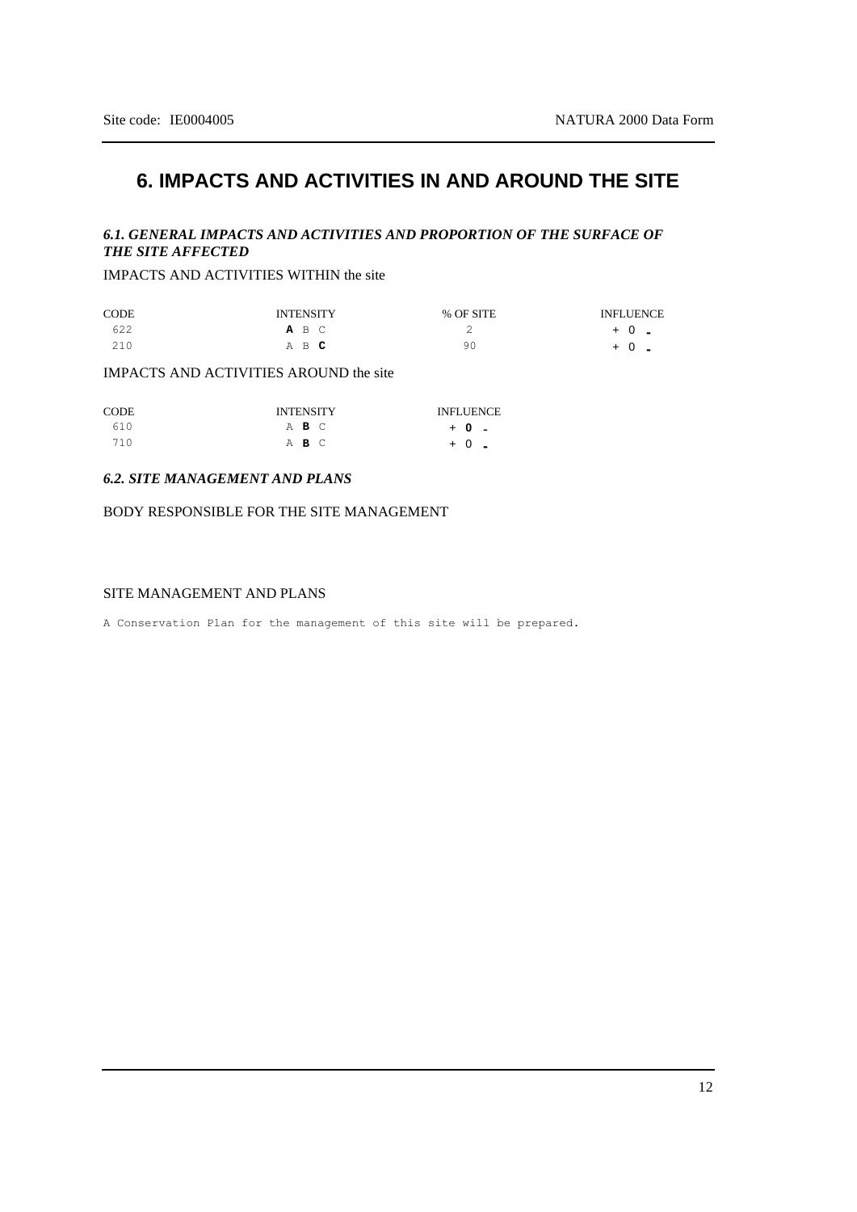# 6. IMPACTS AND ACTIVITIES IN AND AROUND THE SITE

### *6.1. GENERAL IMPACTS AND ACTIVITIES AND PROPORTION OF THE SURFACE OF THE SITE AFFECTED*

IMPACTS AND ACTIVITIES WITHIN the site

| CODE | INTENSITY | % OF SITE | INFLUENCE |
|---|---|---|---|
| 622 | **A** B C | 2 | + 0 **-** |
| 210 | A B **C** | 90 | + 0 **-** |

IMPACTS AND ACTIVITIES AROUND the site

| CODE | INTENSITY | INFLUENCE |
|---|---|---|
| 610 | A **B** C | + **0** - |
| 710 | A **B** C | + 0 **-** |

### *6.2. SITE MANAGEMENT AND PLANS*

BODY RESPONSIBLE FOR THE SITE MANAGEMENT

SITE MANAGEMENT AND PLANS

A Conservation Plan for the management of this site will be prepared.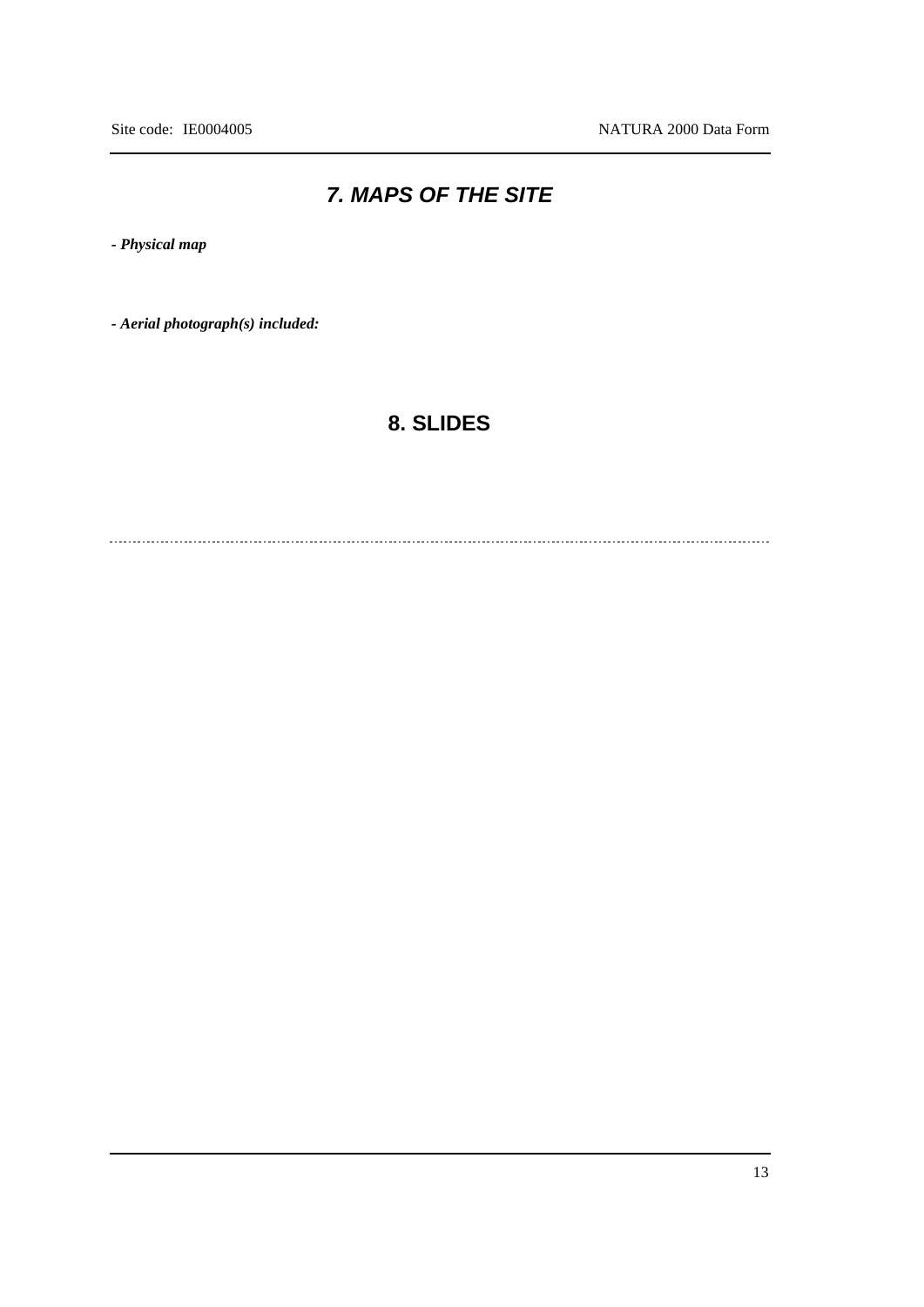# *7. MAPS OF THE SITE*

***- Physical map***

***- Aerial photograph(s) included:***

# 8. SLIDES